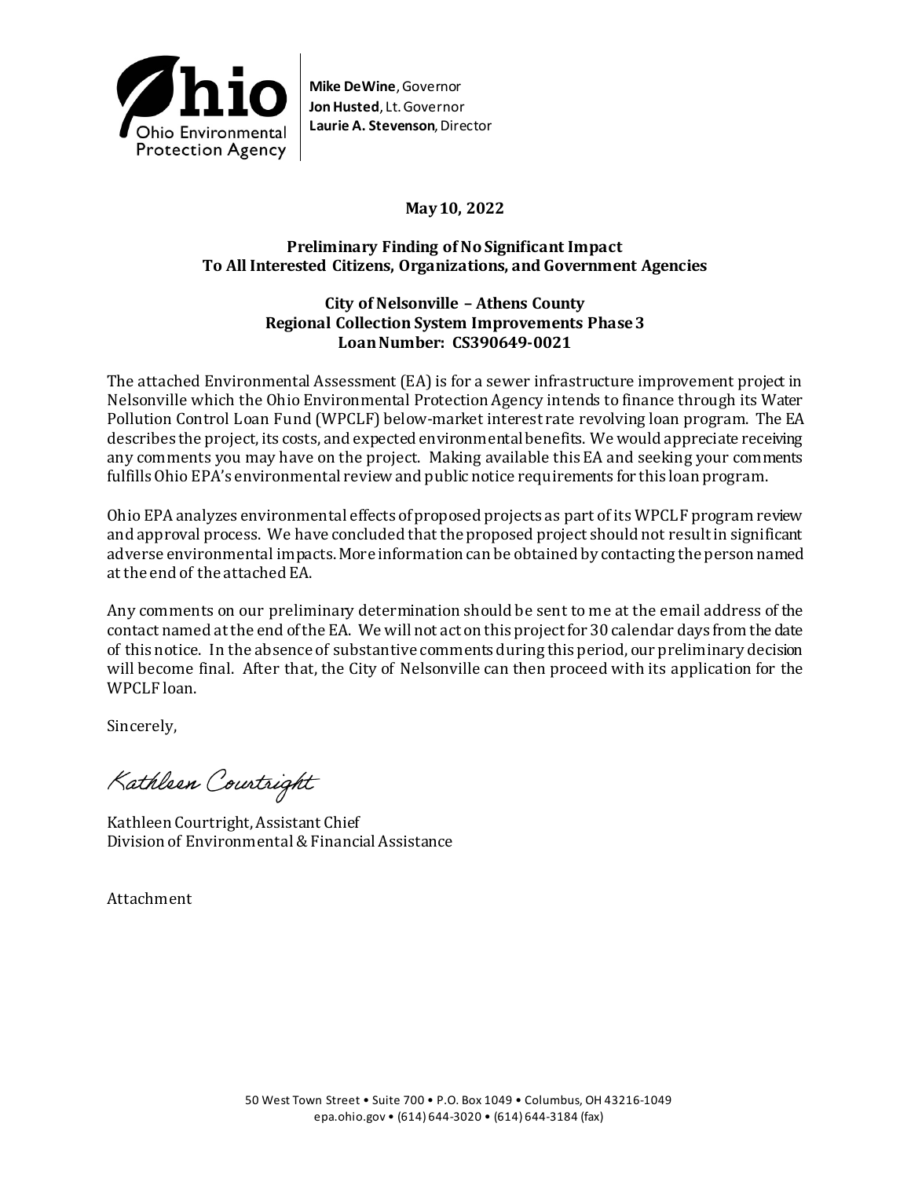Ohio Environmental Protection Agency

**Mike DeWine**, Governor
**Jon Husted**, Lt. Governor
**Laurie A. Stevenson**, Director

**May 10, 2022**

**Preliminary Finding of No Significant Impact**
**To All Interested Citizens, Organizations, and Government Agencies**

**City of Nelsonville – Athens County**
**Regional Collection System Improvements Phase 3**
**Loan Number: CS390649-0021**

The attached Environmental Assessment (EA) is for a sewer infrastructure improvement project in Nelsonville which the Ohio Environmental Protection Agency intends to finance through its Water Pollution Control Loan Fund (WPCLF) below-market interest rate revolving loan program. The EA describes the project, its costs, and expected environmental benefits. We would appreciate receiving any comments you may have on the project. Making available this EA and seeking your comments fulfills Ohio EPA's environmental review and public notice requirements for this loan program.

Ohio EPA analyzes environmental effects of proposed projects as part of its WPCLF program review and approval process. We have concluded that the proposed project should not result in significant adverse environmental impacts. More information can be obtained by contacting the person named at the end of the attached EA.

Any comments on our preliminary determination should be sent to me at the email address of the contact named at the end of the EA. We will not act on this project for 30 calendar days from the date of this notice. In the absence of substantive comments during this period, our preliminary decision will become final. After that, the City of Nelsonville can then proceed with its application for the WPCLF loan.

Sincerely,

Kathleen Courtright

Kathleen Courtright, Assistant Chief
Division of Environmental & Financial Assistance

Attachment

50 West Town Street • Suite 700 • P.O. Box 1049 • Columbus, OH 43216-1049
epa.ohio.gov • (614) 644-3020 • (614) 644-3184 (fax)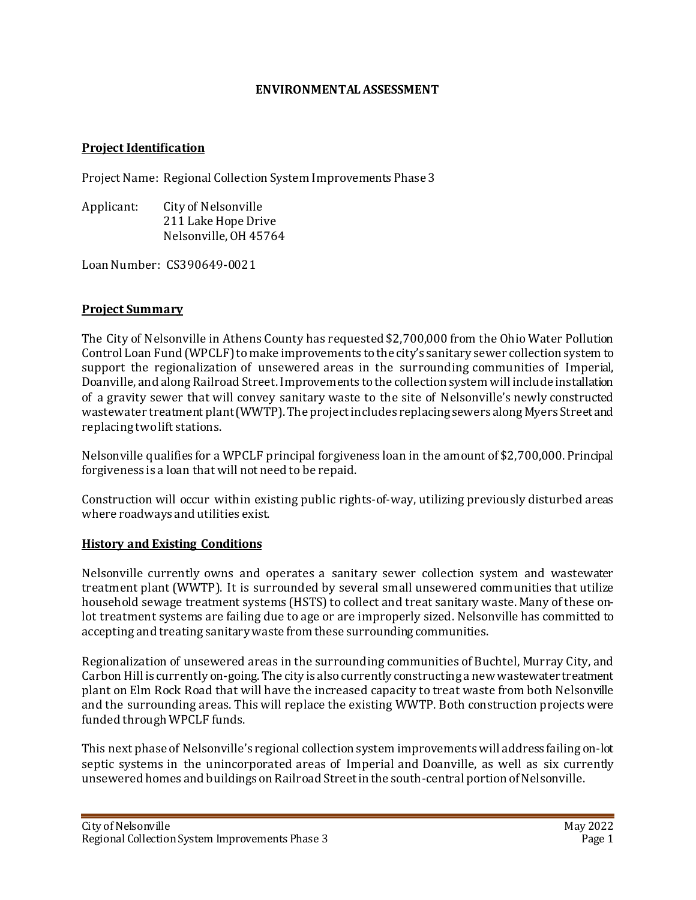# ENVIRONMENTAL ASSESSMENT

## Project Identification

Project Name: Regional Collection System Improvements Phase 3

Applicant: City of Nelsonville
211 Lake Hope Drive
Nelsonville, OH 45764

Loan Number: CS390649-0021

## Project Summary

The City of Nelsonville in Athens County has requested $2,700,000 from the Ohio Water Pollution Control Loan Fund (WPCLF) to make improvements to the city's sanitary sewer collection system to support the regionalization of unsewered areas in the surrounding communities of Imperial, Doanville, and along Railroad Street. Improvements to the collection system will include installation of a gravity sewer that will convey sanitary waste to the site of Nelsonville's newly constructed wastewater treatment plant (WWTP). The project includes replacing sewers along Myers Street and replacing two lift stations.

Nelsonville qualifies for a WPCLF principal forgiveness loan in the amount of $2,700,000. Principal forgiveness is a loan that will not need to be repaid.

Construction will occur within existing public rights-of-way, utilizing previously disturbed areas where roadways and utilities exist.

## History and Existing Conditions

Nelsonville currently owns and operates a sanitary sewer collection system and wastewater treatment plant (WWTP). It is surrounded by several small unsewered communities that utilize household sewage treatment systems (HSTS) to collect and treat sanitary waste. Many of these on-lot treatment systems are failing due to age or are improperly sized. Nelsonville has committed to accepting and treating sanitary waste from these surrounding communities.

Regionalization of unsewered areas in the surrounding communities of Buchtel, Murray City, and Carbon Hill is currently on-going. The city is also currently constructing a new wastewater treatment plant on Elm Rock Road that will have the increased capacity to treat waste from both Nelsonville and the surrounding areas. This will replace the existing WWTP. Both construction projects were funded through WPCLF funds.

This next phase of Nelsonville's regional collection system improvements will address failing on-lot septic systems in the unincorporated areas of Imperial and Doanville, as well as six currently unsewered homes and buildings on Railroad Street in the south-central portion of Nelsonville.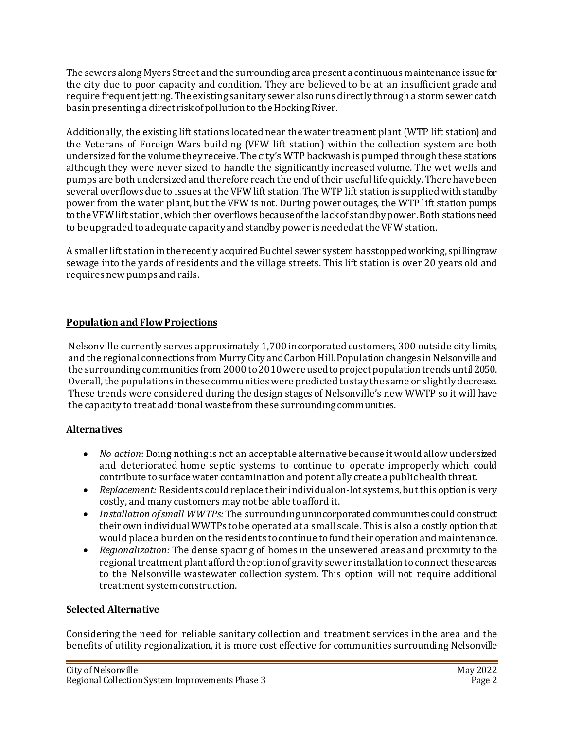The sewers along Myers Street and the surrounding area present a continuous maintenance issue for the city due to poor capacity and condition. They are believed to be at an insufficient grade and require frequent jetting. The existing sanitary sewer also runs directly through a storm sewer catch basin presenting a direct risk of pollution to the Hocking River.

Additionally, the existing lift stations located near the water treatment plant (WTP lift station) and the Veterans of Foreign Wars building (VFW lift station) within the collection system are both undersized for the volume they receive. The city's WTP backwash is pumped through these stations although they were never sized to handle the significantly increased volume. The wet wells and pumps are both undersized and therefore reach the end of their useful life quickly. There have been several overflows due to issues at the VFW lift station. The WTP lift station is supplied with standby power from the water plant, but the VFW is not. During power outages, the WTP lift station pumps to the VFW lift station, which then overflows because of the lack of standby power. Both stations need to be upgraded to adequate capacity and standby power is needed at the VFW station.

A smaller lift station in the recently acquired Buchtel sewer system has stopped working, spilling raw sewage into the yards of residents and the village streets. This lift station is over 20 years old and requires new pumps and rails.

## Population and Flow Projections

Nelsonville currently serves approximately 1,700 incorporated customers, 300 outside city limits, and the regional connections from Murry City and Carbon Hill. Population changes in Nelsonville and the surrounding communities from 2000 to 2010 were used to project population trends until 2050. Overall, the populations in these communities were predicted to stay the same or slightly decrease. These trends were considered during the design stages of Nelsonville's new WWTP so it will have the capacity to treat additional waste from these surrounding communities.

## Alternatives

- *No action*: Doing nothing is not an acceptable alternative because it would allow undersized and deteriorated home septic systems to continue to operate improperly which could contribute to surface water contamination and potentially create a public health threat.
- *Replacement:* Residents could replace their individual on-lot systems, but this option is very costly, and many customers may not be able to afford it.
- *Installation of small WWTPs:* The surrounding unincorporated communities could construct their own individual WWTPs to be operated at a small scale. This is also a costly option that would place a burden on the residents to continue to fund their operation and maintenance.
- *Regionalization:* The dense spacing of homes in the unsewered areas and proximity to the regional treatment plant afford the option of gravity sewer installation to connect these areas to the Nelsonville wastewater collection system. This option will not require additional treatment system construction.

## Selected Alternative

Considering the need for reliable sanitary collection and treatment services in the area and the benefits of utility regionalization, it is more cost effective for communities surrounding Nelsonville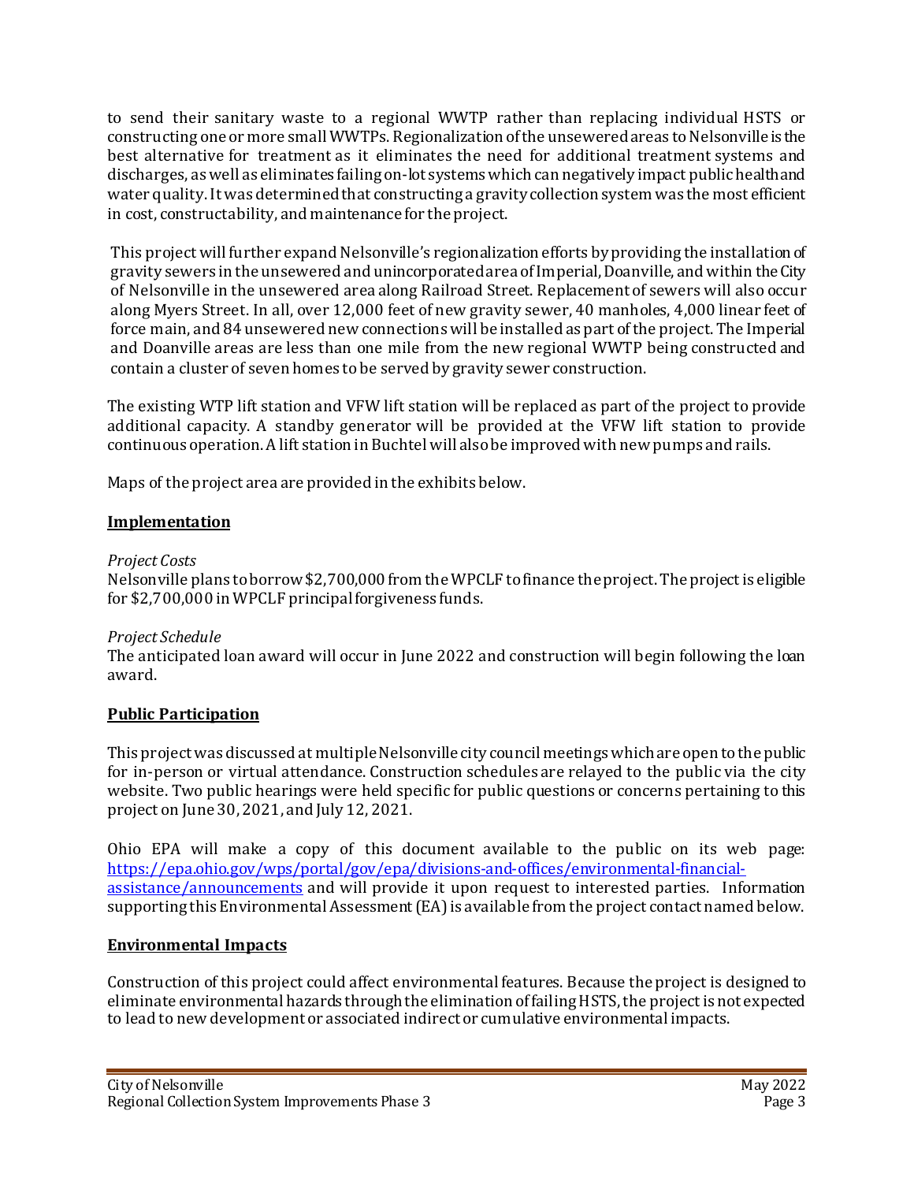to send their sanitary waste to a regional WWTP rather than replacing individual HSTS or constructing one or more small WWTPs. Regionalization of the unsewered areas to Nelsonville is the best alternative for treatment as it eliminates the need for additional treatment systems and discharges, as well as eliminates failing on-lot systems which can negatively impact public health and water quality. It was determined that constructing a gravity collection system was the most efficient in cost, constructability, and maintenance for the project.

This project will further expand Nelsonville's regionalization efforts by providing the installation of gravity sewers in the unsewered and unincorporated area of Imperial, Doanville, and within the City of Nelsonville in the unsewered area along Railroad Street. Replacement of sewers will also occur along Myers Street. In all, over 12,000 feet of new gravity sewer, 40 manholes, 4,000 linear feet of force main, and 84 unsewered new connections will be installed as part of the project. The Imperial and Doanville areas are less than one mile from the new regional WWTP being constructed and contain a cluster of seven homes to be served by gravity sewer construction.

The existing WTP lift station and VFW lift station will be replaced as part of the project to provide additional capacity. A standby generator will be provided at the VFW lift station to provide continuous operation. A lift station in Buchtel will also be improved with new pumps and rails.

Maps of the project area are provided in the exhibits below.

## Implementation

*Project Costs*

Nelsonville plans to borrow $2,700,000 from the WPCLF to finance the project. The project is eligible for $2,700,000 in WPCLF principal forgiveness funds.

*Project Schedule*

The anticipated loan award will occur in June 2022 and construction will begin following the loan award.

## Public Participation

This project was discussed at multiple Nelsonville city council meetings which are open to the public for in-person or virtual attendance. Construction schedules are relayed to the public via the city website. Two public hearings were held specific for public questions or concerns pertaining to this project on June 30, 2021, and July 12, 2021.

Ohio EPA will make a copy of this document available to the public on its web page: [https://epa.ohio.gov/wps/portal/gov/epa/divisions-and-offices/environmental-financial-assistance/announcements](https://epa.ohio.gov/wps/portal/gov/epa/divisions-and-offices/environmental-financial-assistance/announcements) and will provide it upon request to interested parties. Information supporting this Environmental Assessment (EA) is available from the project contact named below.

## Environmental Impacts

Construction of this project could affect environmental features. Because the project is designed to eliminate environmental hazards through the elimination of failing HSTS, the project is not expected to lead to new development or associated indirect or cumulative environmental impacts.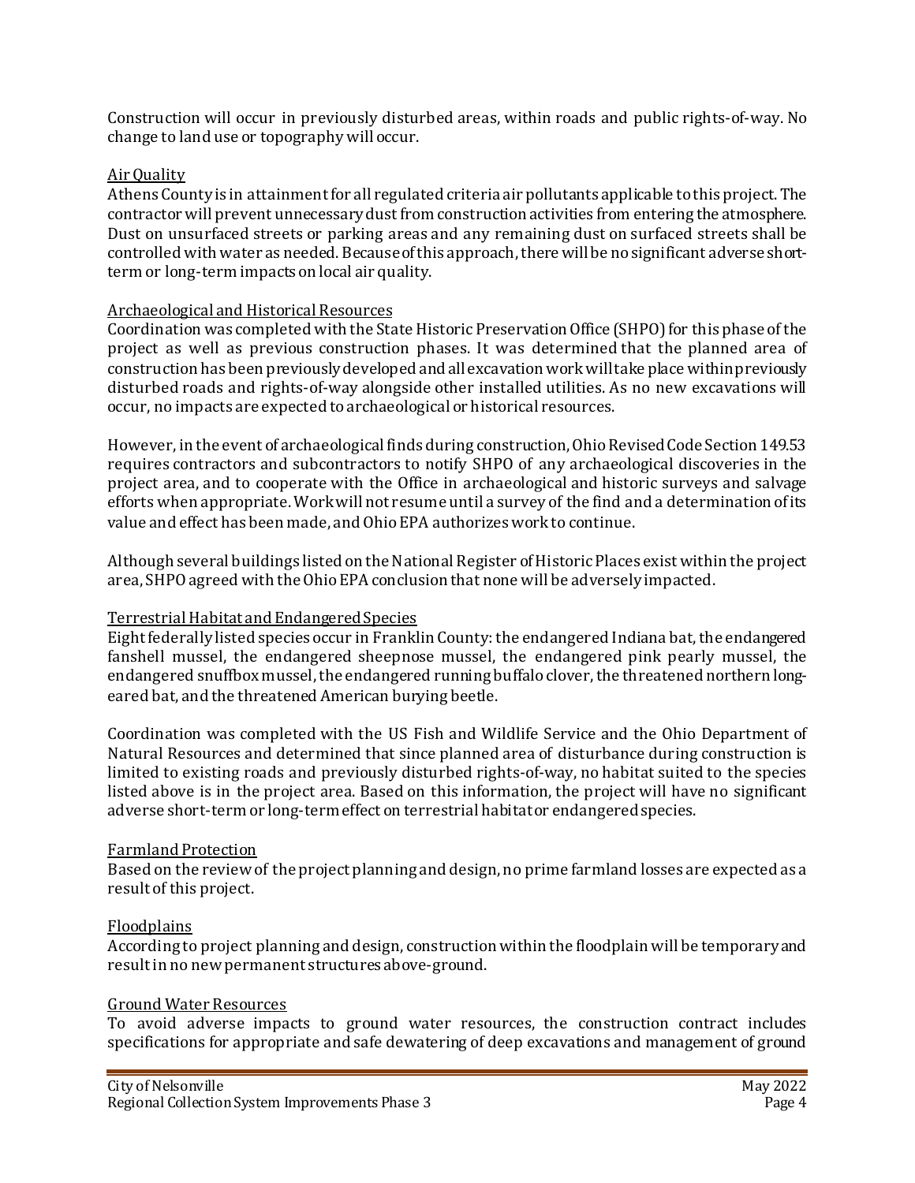Construction will occur in previously disturbed areas, within roads and public rights-of-way. No change to land use or topography will occur.

## Air Quality

Athens County is in attainment for all regulated criteria air pollutants applicable to this project. The contractor will prevent unnecessary dust from construction activities from entering the atmosphere. Dust on unsurfaced streets or parking areas and any remaining dust on surfaced streets shall be controlled with water as needed. Because of this approach, there will be no significant adverse short-term or long-term impacts on local air quality.

## Archaeological and Historical Resources

Coordination was completed with the State Historic Preservation Office (SHPO) for this phase of the project as well as previous construction phases. It was determined that the planned area of construction has been previously developed and all excavation work will take place within previously disturbed roads and rights-of-way alongside other installed utilities. As no new excavations will occur, no impacts are expected to archaeological or historical resources.

However, in the event of archaeological finds during construction, Ohio Revised Code Section 149.53 requires contractors and subcontractors to notify SHPO of any archaeological discoveries in the project area, and to cooperate with the Office in archaeological and historic surveys and salvage efforts when appropriate. Work will not resume until a survey of the find and a determination of its value and effect has been made, and Ohio EPA authorizes work to continue.

Although several buildings listed on the National Register of Historic Places exist within the project area, SHPO agreed with the Ohio EPA conclusion that none will be adversely impacted.

## Terrestrial Habitat and Endangered Species

Eight federally listed species occur in Franklin County: the endangered Indiana bat, the endangered fanshell mussel, the endangered sheepnose mussel, the endangered pink pearly mussel, the endangered snuffbox mussel, the endangered running buffalo clover, the threatened northern long-eared bat, and the threatened American burying beetle.

Coordination was completed with the US Fish and Wildlife Service and the Ohio Department of Natural Resources and determined that since planned area of disturbance during construction is limited to existing roads and previously disturbed rights-of-way, no habitat suited to the species listed above is in the project area. Based on this information, the project will have no significant adverse short-term or long-term effect on terrestrial habitat or endangered species.

## Farmland Protection

Based on the review of the project planning and design, no prime farmland losses are expected as a result of this project.

## Floodplains

According to project planning and design, construction within the floodplain will be temporary and result in no new permanent structures above-ground.

## Ground Water Resources

To avoid adverse impacts to ground water resources, the construction contract includes specifications for appropriate and safe dewatering of deep excavations and management of ground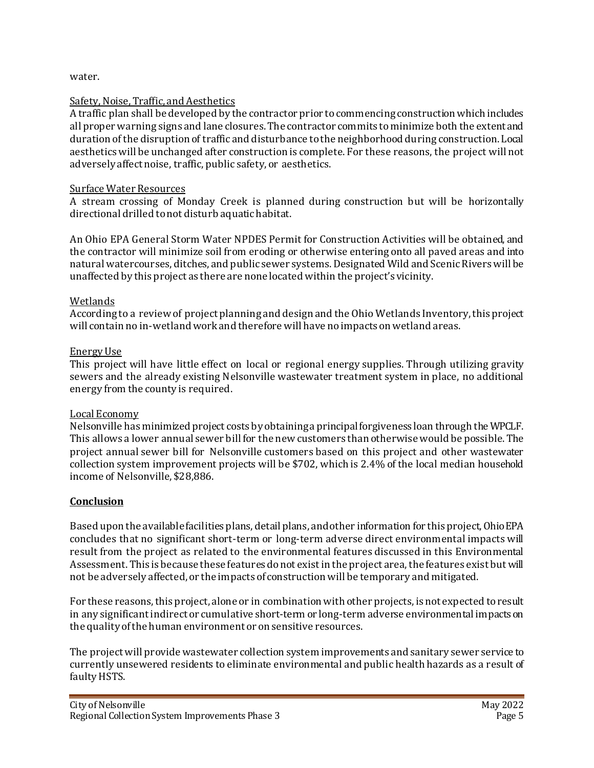water.

Safety, Noise, Traffic, and Aesthetics
A traffic plan shall be developed by the contractor prior to commencing construction which includes all proper warning signs and lane closures. The contractor commits to minimize both the extent and duration of the disruption of traffic and disturbance to the neighborhood during construction. Local aesthetics will be unchanged after construction is complete. For these reasons, the project will not adversely affect noise, traffic, public safety, or aesthetics.

Surface Water Resources
A stream crossing of Monday Creek is planned during construction but will be horizontally directional drilled to not disturb aquatic habitat.

An Ohio EPA General Storm Water NPDES Permit for Construction Activities will be obtained, and the contractor will minimize soil from eroding or otherwise entering onto all paved areas and into natural watercourses, ditches, and public sewer systems. Designated Wild and Scenic Rivers will be unaffected by this project as there are none located within the project's vicinity.

Wetlands
According to a review of project planning and design and the Ohio Wetlands Inventory, this project will contain no in-wetland work and therefore will have no impacts on wetland areas.

Energy Use
This project will have little effect on local or regional energy supplies. Through utilizing gravity sewers and the already existing Nelsonville wastewater treatment system in place, no additional energy from the county is required.

Local Economy
Nelsonville has minimized project costs by obtaining a principal forgiveness loan through the WPCLF. This allows a lower annual sewer bill for the new customers than otherwise would be possible. The project annual sewer bill for Nelsonville customers based on this project and other wastewater collection system improvement projects will be $702, which is 2.4% of the local median household income of Nelsonville, $28,886.

## Conclusion

Based upon the available facilities plans, detail plans, and other information for this project, Ohio EPA concludes that no significant short-term or long-term adverse direct environmental impacts will result from the project as related to the environmental features discussed in this Environmental Assessment. This is because these features do not exist in the project area, the features exist but will not be adversely affected, or the impacts of construction will be temporary and mitigated.

For these reasons, this project, alone or in combination with other projects, is not expected to result in any significant indirect or cumulative short-term or long-term adverse environmental impacts on the quality of the human environment or on sensitive resources.

The project will provide wastewater collection system improvements and sanitary sewer service to currently unsewered residents to eliminate environmental and public health hazards as a result of faulty HSTS.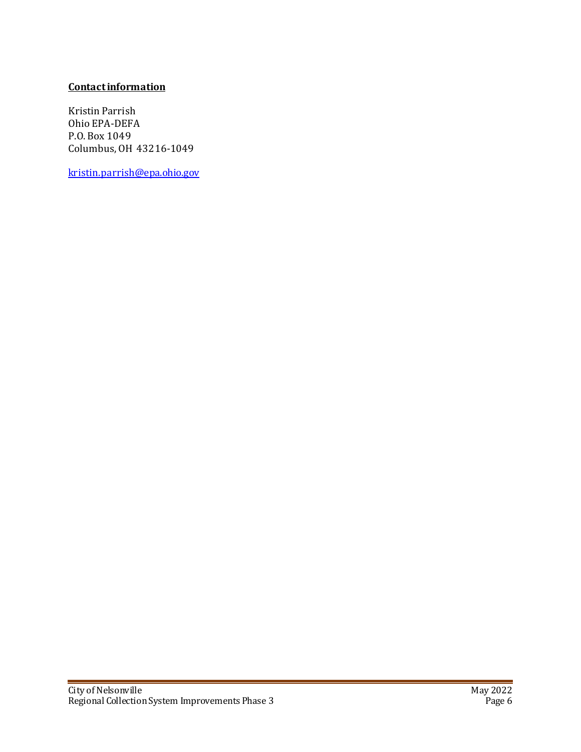**Contact information**

Kristin Parrish
Ohio EPA-DEFA
P.O. Box 1049
Columbus, OH 43216-1049

kristin.parrish@epa.ohio.gov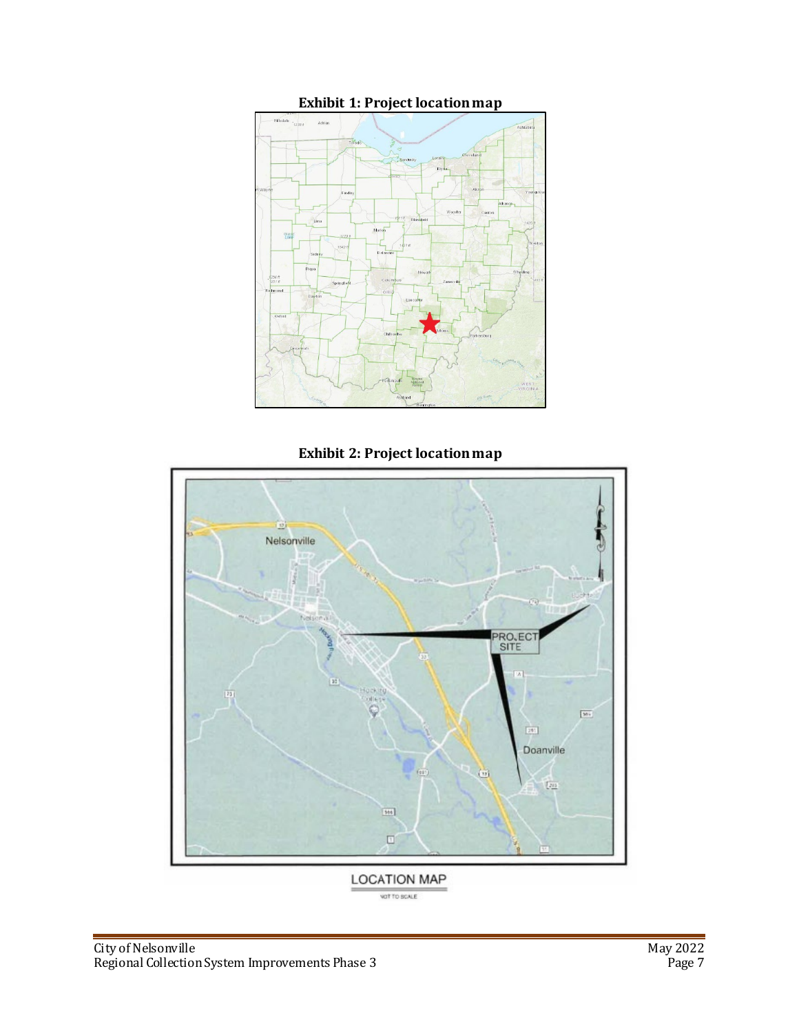**Exhibit 1: Project location map**

**Exhibit 2: Project location map**